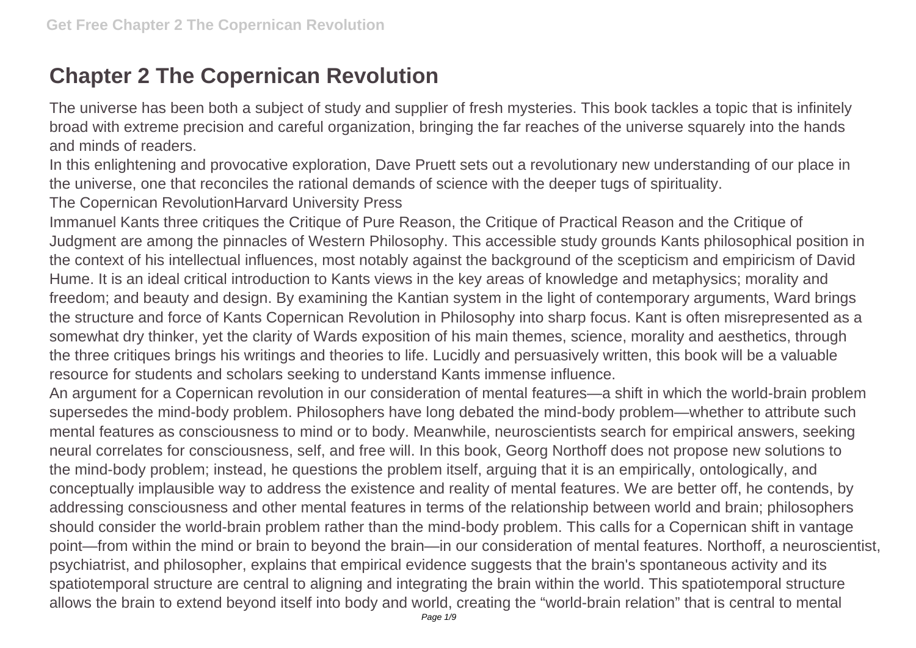# Chapter 2 The Copernican Revolution

The universe has been both a subject of study and supplier of fresh mysteries. This book tackles a topic that is infinitely broad with extreme precision and careful organization, bringing the far reaches of the universe squarely into the hands and minds of readers.

In this enlightening and provocative exploration, Dave Pruett sets out a revolutionary new understanding of our place in the universe, one that reconciles the rational demands of science with the deeper tugs of spirituality.

The Copernican RevolutionHarvard University Press

Immanuel Kants three critiques the Critique of Pure Reason, the Critique of Practical Reason and the Critique of Judgment are among the pinnacles of Western Philosophy. This accessible study grounds Kants philosophical position in the context of his intellectual influences, most notably against the background of the scepticism and empiricism of David Hume. It is an ideal critical introduction to Kants views in the key areas of knowledge and metaphysics; morality and freedom; and beauty and design. By examining the Kantian system in the light of contemporary arguments, Ward brings the structure and force of Kants Copernican Revolution in Philosophy into sharp focus. Kant is often misrepresented as a somewhat dry thinker, yet the clarity of Wards exposition of his main themes, science, morality and aesthetics, through the three critiques brings his writings and theories to life. Lucidly and persuasively written, this book will be a valuable resource for students and scholars seeking to understand Kants immense influence.

An argument for a Copernican revolution in our consideration of mental features—a shift in which the world-brain problem supersedes the mind-body problem. Philosophers have long debated the mind-body problem—whether to attribute such mental features as consciousness to mind or to body. Meanwhile, neuroscientists search for empirical answers, seeking neural correlates for consciousness, self, and free will. In this book, Georg Northoff does not propose new solutions to the mind-body problem; instead, he questions the problem itself, arguing that it is an empirically, ontologically, and conceptually implausible way to address the existence and reality of mental features. We are better off, he contends, by addressing consciousness and other mental features in terms of the relationship between world and brain; philosophers should consider the world-brain problem rather than the mind-body problem. This calls for a Copernican shift in vantage point—from within the mind or brain to beyond the brain—in our consideration of mental features. Northoff, a neuroscientist, psychiatrist, and philosopher, explains that empirical evidence suggests that the brain's spontaneous activity and its spatiotemporal structure are central to aligning and integrating the brain within the world. This spatiotemporal structure allows the brain to extend beyond itself into body and world, creating the "world-brain relation" that is central to mental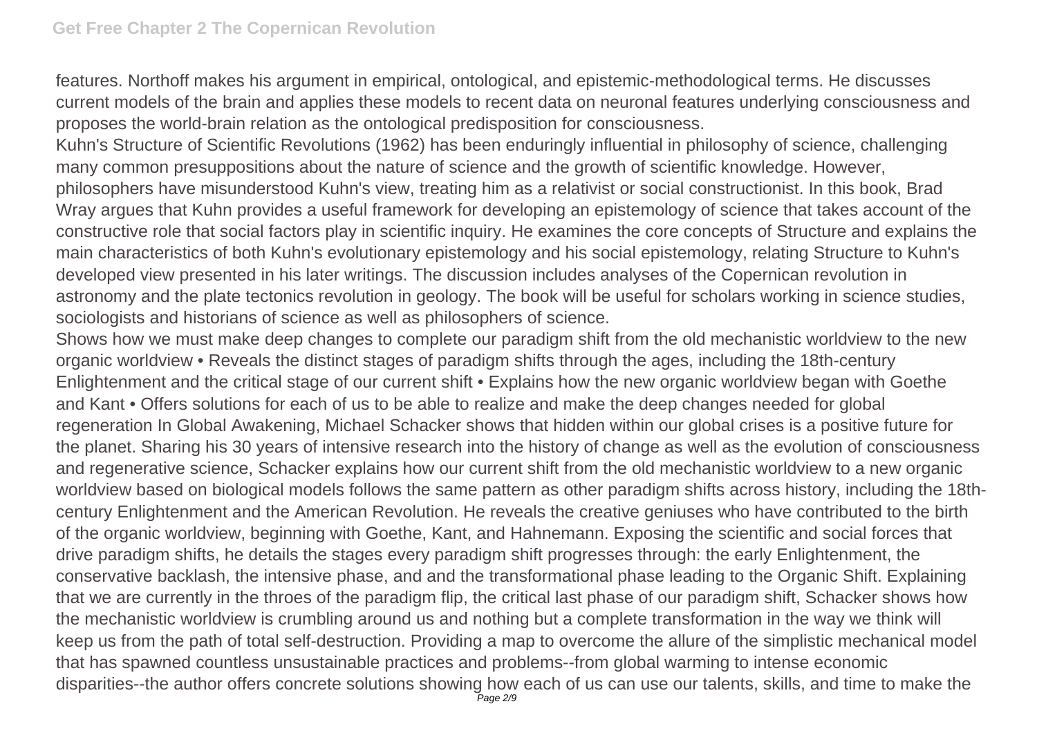features. Northoff makes his argument in empirical, ontological, and epistemic-methodological terms. He discusses current models of the brain and applies these models to recent data on neuronal features underlying consciousness and proposes the world-brain relation as the ontological predisposition for consciousness.

Kuhn's Structure of Scientific Revolutions (1962) has been enduringly influential in philosophy of science, challenging many common presuppositions about the nature of science and the growth of scientific knowledge. However, philosophers have misunderstood Kuhn's view, treating him as a relativist or social constructionist. In this book, Brad Wray argues that Kuhn provides a useful framework for developing an epistemology of science that takes account of the constructive role that social factors play in scientific inquiry. He examines the core concepts of Structure and explains the main characteristics of both Kuhn's evolutionary epistemology and his social epistemology, relating Structure to Kuhn's developed view presented in his later writings. The discussion includes analyses of the Copernican revolution in astronomy and the plate tectonics revolution in geology. The book will be useful for scholars working in science studies, sociologists and historians of science as well as philosophers of science.

Shows how we must make deep changes to complete our paradigm shift from the old mechanistic worldview to the new organic worldview • Reveals the distinct stages of paradigm shifts through the ages, including the 18th-century Enlightenment and the critical stage of our current shift • Explains how the new organic worldview began with Goethe and Kant • Offers solutions for each of us to be able to realize and make the deep changes needed for global regeneration In Global Awakening, Michael Schacker shows that hidden within our global crises is a positive future for the planet. Sharing his 30 years of intensive research into the history of change as well as the evolution of consciousness and regenerative science, Schacker explains how our current shift from the old mechanistic worldview to a new organic worldview based on biological models follows the same pattern as other paradigm shifts across history, including the 18th-century Enlightenment and the American Revolution. He reveals the creative geniuses who have contributed to the birth of the organic worldview, beginning with Goethe, Kant, and Hahnemann. Exposing the scientific and social forces that drive paradigm shifts, he details the stages every paradigm shift progresses through: the early Enlightenment, the conservative backlash, the intensive phase, and and the transformational phase leading to the Organic Shift. Explaining that we are currently in the throes of the paradigm flip, the critical last phase of our paradigm shift, Schacker shows how the mechanistic worldview is crumbling around us and nothing but a complete transformation in the way we think will keep us from the path of total self-destruction. Providing a map to overcome the allure of the simplistic mechanical model that has spawned countless unsustainable practices and problems--from global warming to intense economic disparities--the author offers concrete solutions showing how each of us can use our talents, skills, and time to make the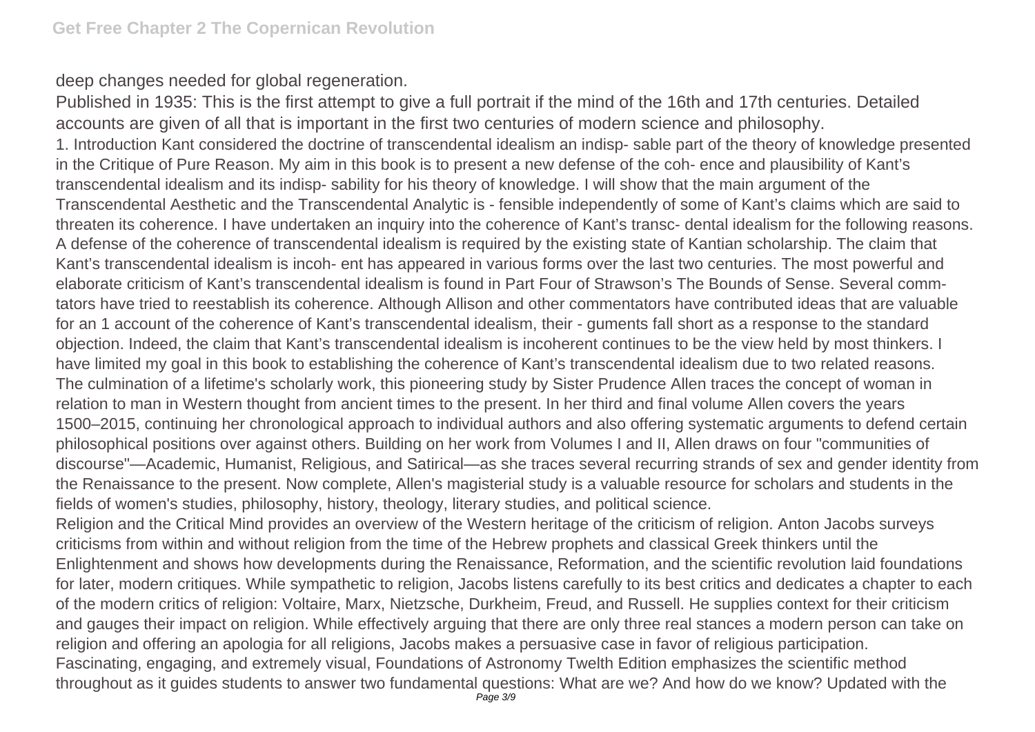deep changes needed for global regeneration.

Published in 1935: This is the first attempt to give a full portrait if the mind of the 16th and 17th centuries. Detailed accounts are given of all that is important in the first two centuries of modern science and philosophy.

1. Introduction Kant considered the doctrine of transcendental idealism an indisp- sable part of the theory of knowledge presented in the Critique of Pure Reason. My aim in this book is to present a new defense of the coh- ence and plausibility of Kant's transcendental idealism and its indisp- sability for his theory of knowledge. I will show that the main argument of the Transcendental Aesthetic and the Transcendental Analytic is - fensible independently of some of Kant's claims which are said to threaten its coherence. I have undertaken an inquiry into the coherence of Kant's transc- dental idealism for the following reasons. A defense of the coherence of transcendental idealism is required by the existing state of Kantian scholarship. The claim that Kant's transcendental idealism is incoh- ent has appeared in various forms over the last two centuries. The most powerful and elaborate criticism of Kant's transcendental idealism is found in Part Four of Strawson's The Bounds of Sense. Several comm- tators have tried to reestablish its coherence. Although Allison and other commentators have contributed ideas that are valuable for an 1 account of the coherence of Kant's transcendental idealism, their - guments fall short as a response to the standard objection. Indeed, the claim that Kant's transcendental idealism is incoherent continues to be the view held by most thinkers. I have limited my goal in this book to establishing the coherence of Kant's transcendental idealism due to two related reasons.

The culmination of a lifetime's scholarly work, this pioneering study by Sister Prudence Allen traces the concept of woman in relation to man in Western thought from ancient times to the present. In her third and final volume Allen covers the years 1500–2015, continuing her chronological approach to individual authors and also offering systematic arguments to defend certain philosophical positions over against others. Building on her work from Volumes I and II, Allen draws on four "communities of discourse"—Academic, Humanist, Religious, and Satirical—as she traces several recurring strands of sex and gender identity from the Renaissance to the present. Now complete, Allen's magisterial study is a valuable resource for scholars and students in the fields of women's studies, philosophy, history, theology, literary studies, and political science.

Religion and the Critical Mind provides an overview of the Western heritage of the criticism of religion. Anton Jacobs surveys criticisms from within and without religion from the time of the Hebrew prophets and classical Greek thinkers until the Enlightenment and shows how developments during the Renaissance, Reformation, and the scientific revolution laid foundations for later, modern critiques. While sympathetic to religion, Jacobs listens carefully to its best critics and dedicates a chapter to each of the modern critics of religion: Voltaire, Marx, Nietzsche, Durkheim, Freud, and Russell. He supplies context for their criticism and gauges their impact on religion. While effectively arguing that there are only three real stances a modern person can take on religion and offering an apologia for all religions, Jacobs makes a persuasive case in favor of religious participation.

Fascinating, engaging, and extremely visual, Foundations of Astronomy Twelth Edition emphasizes the scientific method throughout as it guides students to answer two fundamental questions: What are we? And how do we know? Updated with the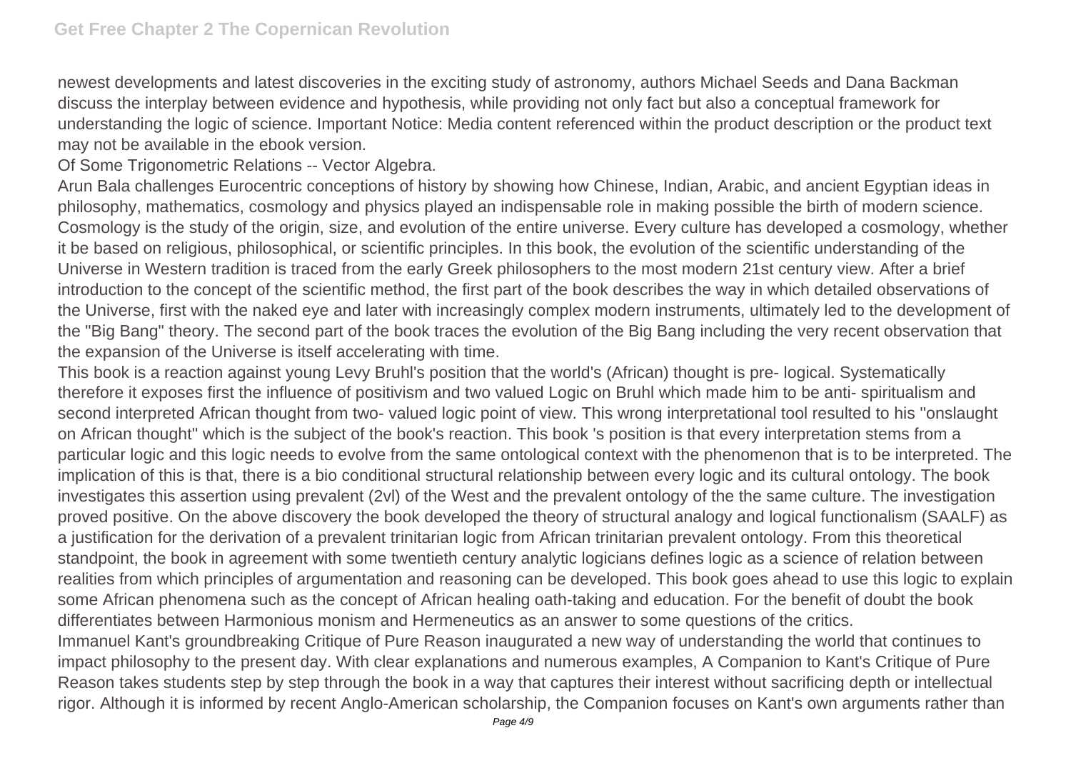newest developments and latest discoveries in the exciting study of astronomy, authors Michael Seeds and Dana Backman discuss the interplay between evidence and hypothesis, while providing not only fact but also a conceptual framework for understanding the logic of science. Important Notice: Media content referenced within the product description or the product text may not be available in the ebook version.

Of Some Trigonometric Relations -- Vector Algebra.

Arun Bala challenges Eurocentric conceptions of history by showing how Chinese, Indian, Arabic, and ancient Egyptian ideas in philosophy, mathematics, cosmology and physics played an indispensable role in making possible the birth of modern science.

Cosmology is the study of the origin, size, and evolution of the entire universe. Every culture has developed a cosmology, whether it be based on religious, philosophical, or scientific principles. In this book, the evolution of the scientific understanding of the Universe in Western tradition is traced from the early Greek philosophers to the most modern 21st century view. After a brief introduction to the concept of the scientific method, the first part of the book describes the way in which detailed observations of the Universe, first with the naked eye and later with increasingly complex modern instruments, ultimately led to the development of the "Big Bang" theory. The second part of the book traces the evolution of the Big Bang including the very recent observation that the expansion of the Universe is itself accelerating with time.

This book is a reaction against young Levy Bruhl's position that the world's (African) thought is pre- logical. Systematically therefore it exposes first the influence of positivism and two valued Logic on Bruhl which made him to be anti- spiritualism and second interpreted African thought from two- valued logic point of view. This wrong interpretational tool resulted to his "onslaught on African thought" which is the subject of the book's reaction. This book 's position is that every interpretation stems from a particular logic and this logic needs to evolve from the same ontological context with the phenomenon that is to be interpreted. The implication of this is that, there is a bio conditional structural relationship between every logic and its cultural ontology. The book investigates this assertion using prevalent (2vl) of the West and the prevalent ontology of the the same culture. The investigation proved positive. On the above discovery the book developed the theory of structural analogy and logical functionalism (SAALF) as a justification for the derivation of a prevalent trinitarian logic from African trinitarian prevalent ontology. From this theoretical standpoint, the book in agreement with some twentieth century analytic logicians defines logic as a science of relation between realities from which principles of argumentation and reasoning can be developed. This book goes ahead to use this logic to explain some African phenomena such as the concept of African healing oath-taking and education. For the benefit of doubt the book differentiates between Harmonious monism and Hermeneutics as an answer to some questions of the critics.

Immanuel Kant's groundbreaking Critique of Pure Reason inaugurated a new way of understanding the world that continues to impact philosophy to the present day. With clear explanations and numerous examples, A Companion to Kant's Critique of Pure Reason takes students step by step through the book in a way that captures their interest without sacrificing depth or intellectual rigor. Although it is informed by recent Anglo-American scholarship, the Companion focuses on Kant's own arguments rather than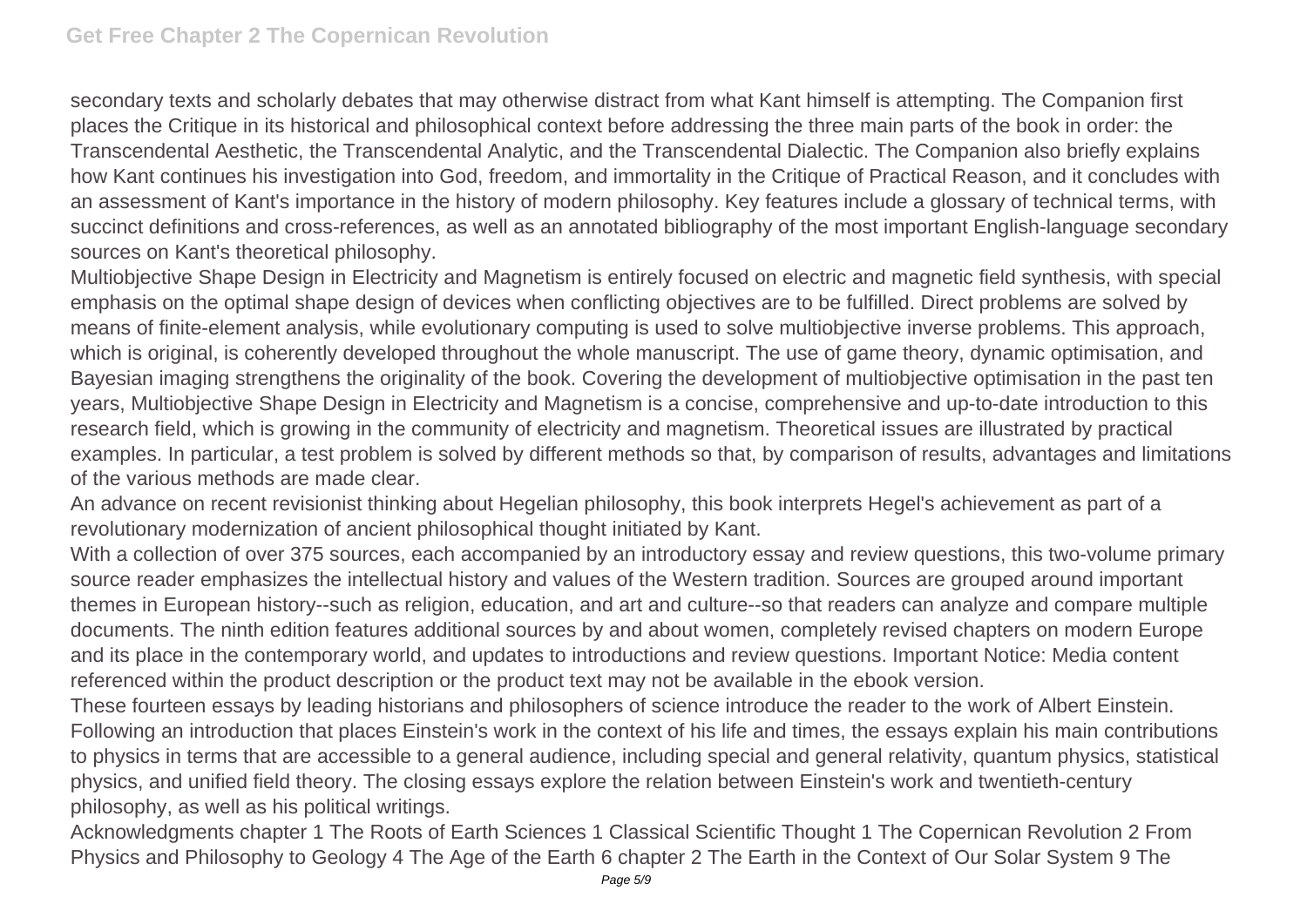secondary texts and scholarly debates that may otherwise distract from what Kant himself is attempting. The Companion first places the Critique in its historical and philosophical context before addressing the three main parts of the book in order: the Transcendental Aesthetic, the Transcendental Analytic, and the Transcendental Dialectic. The Companion also briefly explains how Kant continues his investigation into God, freedom, and immortality in the Critique of Practical Reason, and it concludes with an assessment of Kant's importance in the history of modern philosophy. Key features include a glossary of technical terms, with succinct definitions and cross-references, as well as an annotated bibliography of the most important English-language secondary sources on Kant's theoretical philosophy.

Multiobjective Shape Design in Electricity and Magnetism is entirely focused on electric and magnetic field synthesis, with special emphasis on the optimal shape design of devices when conflicting objectives are to be fulfilled. Direct problems are solved by means of finite-element analysis, while evolutionary computing is used to solve multiobjective inverse problems. This approach, which is original, is coherently developed throughout the whole manuscript. The use of game theory, dynamic optimisation, and Bayesian imaging strengthens the originality of the book. Covering the development of multiobjective optimisation in the past ten years, Multiobjective Shape Design in Electricity and Magnetism is a concise, comprehensive and up-to-date introduction to this research field, which is growing in the community of electricity and magnetism. Theoretical issues are illustrated by practical examples. In particular, a test problem is solved by different methods so that, by comparison of results, advantages and limitations of the various methods are made clear.

An advance on recent revisionist thinking about Hegelian philosophy, this book interprets Hegel's achievement as part of a revolutionary modernization of ancient philosophical thought initiated by Kant.

With a collection of over 375 sources, each accompanied by an introductory essay and review questions, this two-volume primary source reader emphasizes the intellectual history and values of the Western tradition. Sources are grouped around important themes in European history--such as religion, education, and art and culture--so that readers can analyze and compare multiple documents. The ninth edition features additional sources by and about women, completely revised chapters on modern Europe and its place in the contemporary world, and updates to introductions and review questions. Important Notice: Media content referenced within the product description or the product text may not be available in the ebook version.

These fourteen essays by leading historians and philosophers of science introduce the reader to the work of Albert Einstein. Following an introduction that places Einstein's work in the context of his life and times, the essays explain his main contributions to physics in terms that are accessible to a general audience, including special and general relativity, quantum physics, statistical physics, and unified field theory. The closing essays explore the relation between Einstein's work and twentieth-century philosophy, as well as his political writings.

Acknowledgments chapter 1 The Roots of Earth Sciences 1 Classical Scientific Thought 1 The Copernican Revolution 2 From Physics and Philosophy to Geology 4 The Age of the Earth 6 chapter 2 The Earth in the Context of Our Solar System 9 The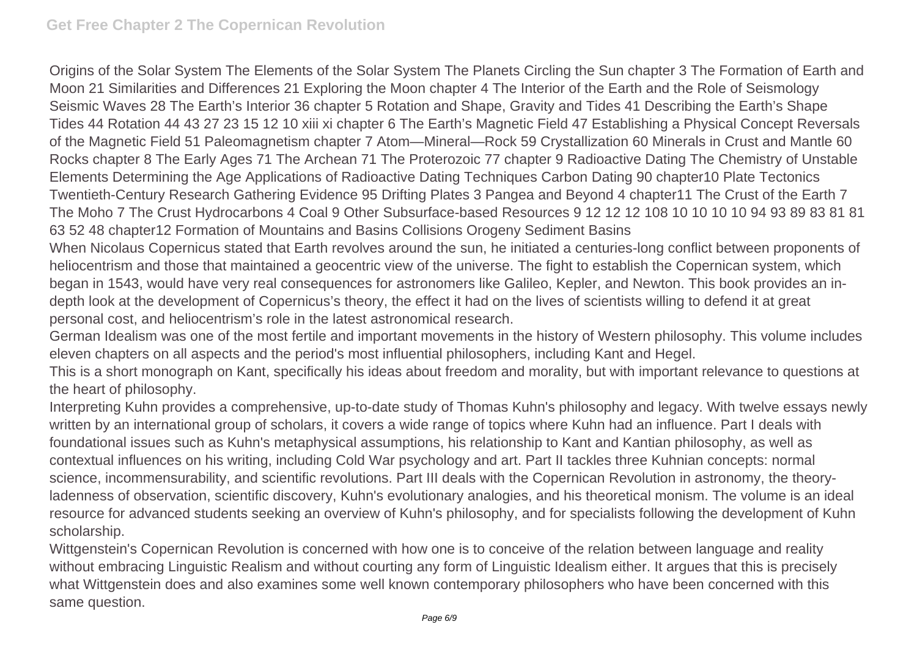Origins of the Solar System The Elements of the Solar System The Planets Circling the Sun chapter 3 The Formation of Earth and Moon 21 Similarities and Differences 21 Exploring the Moon chapter 4 The Interior of the Earth and the Role of Seismology Seismic Waves 28 The Earth's Interior 36 chapter 5 Rotation and Shape, Gravity and Tides 41 Describing the Earth's Shape Tides 44 Rotation 44 43 27 23 15 12 10 xiii xi chapter 6 The Earth's Magnetic Field 47 Establishing a Physical Concept Reversals of the Magnetic Field 51 Paleomagnetism chapter 7 Atom—Mineral—Rock 59 Crystallization 60 Minerals in Crust and Mantle 60 Rocks chapter 8 The Early Ages 71 The Archean 71 The Proterozoic 77 chapter 9 Radioactive Dating The Chemistry of Unstable Elements Determining the Age Applications of Radioactive Dating Techniques Carbon Dating 90 chapter10 Plate Tectonics Twentieth-Century Research Gathering Evidence 95 Drifting Plates 3 Pangea and Beyond 4 chapter11 The Crust of the Earth 7 The Moho 7 The Crust Hydrocarbons 4 Coal 9 Other Subsurface-based Resources 9 12 12 12 108 10 10 10 10 94 93 89 83 81 81 63 52 48 chapter12 Formation of Mountains and Basins Collisions Orogeny Sediment Basins

When Nicolaus Copernicus stated that Earth revolves around the sun, he initiated a centuries-long conflict between proponents of heliocentrism and those that maintained a geocentric view of the universe. The fight to establish the Copernican system, which began in 1543, would have very real consequences for astronomers like Galileo, Kepler, and Newton. This book provides an in-depth look at the development of Copernicus's theory, the effect it had on the lives of scientists willing to defend it at great personal cost, and heliocentrism's role in the latest astronomical research.

German Idealism was one of the most fertile and important movements in the history of Western philosophy. This volume includes eleven chapters on all aspects and the period's most influential philosophers, including Kant and Hegel.

This is a short monograph on Kant, specifically his ideas about freedom and morality, but with important relevance to questions at the heart of philosophy.

Interpreting Kuhn provides a comprehensive, up-to-date study of Thomas Kuhn's philosophy and legacy. With twelve essays newly written by an international group of scholars, it covers a wide range of topics where Kuhn had an influence. Part I deals with foundational issues such as Kuhn's metaphysical assumptions, his relationship to Kant and Kantian philosophy, as well as contextual influences on his writing, including Cold War psychology and art. Part II tackles three Kuhnian concepts: normal science, incommensurability, and scientific revolutions. Part III deals with the Copernican Revolution in astronomy, the theory-ladenness of observation, scientific discovery, Kuhn's evolutionary analogies, and his theoretical monism. The volume is an ideal resource for advanced students seeking an overview of Kuhn's philosophy, and for specialists following the development of Kuhn scholarship.

Wittgenstein's Copernican Revolution is concerned with how one is to conceive of the relation between language and reality without embracing Linguistic Realism and without courting any form of Linguistic Idealism either. It argues that this is precisely what Wittgenstein does and also examines some well known contemporary philosophers who have been concerned with this same question.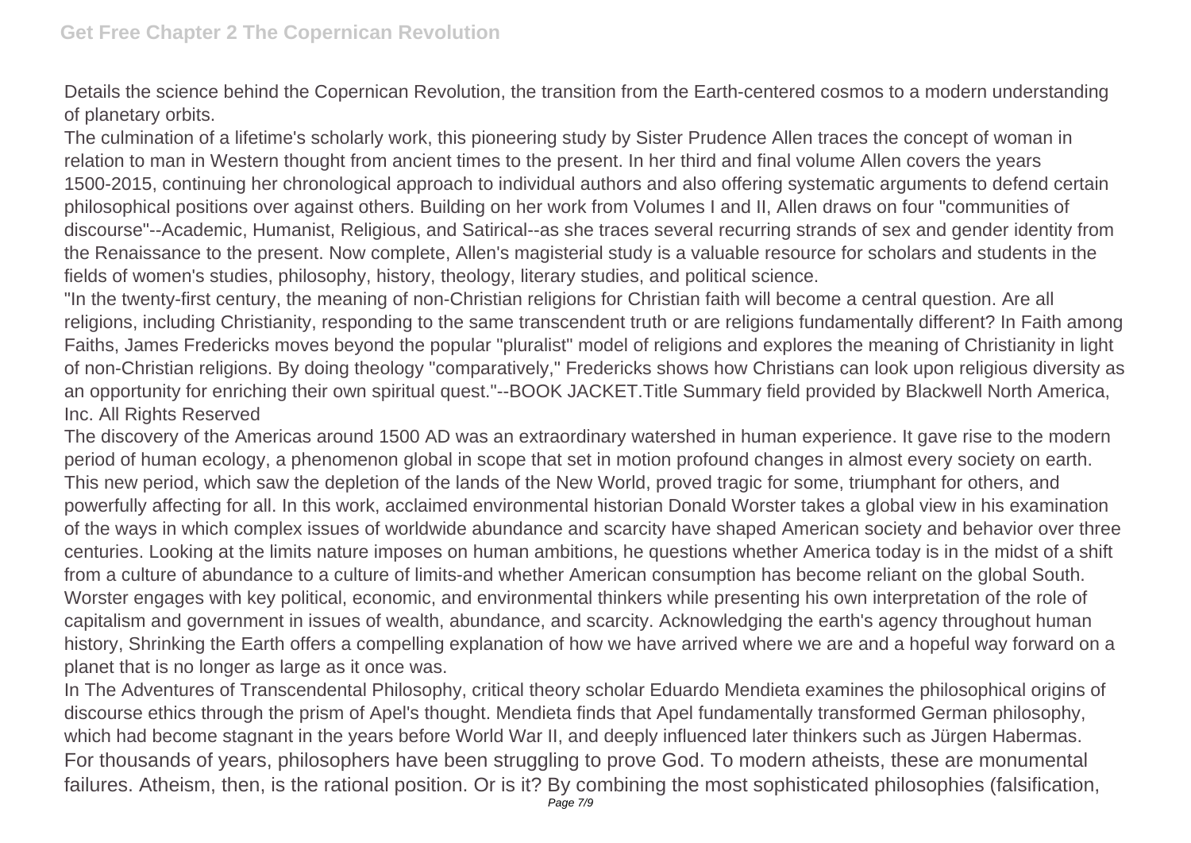Details the science behind the Copernican Revolution, the transition from the Earth-centered cosmos to a modern understanding of planetary orbits.

The culmination of a lifetime's scholarly work, this pioneering study by Sister Prudence Allen traces the concept of woman in relation to man in Western thought from ancient times to the present. In her third and final volume Allen covers the years 1500-2015, continuing her chronological approach to individual authors and also offering systematic arguments to defend certain philosophical positions over against others. Building on her work from Volumes I and II, Allen draws on four "communities of discourse"--Academic, Humanist, Religious, and Satirical--as she traces several recurring strands of sex and gender identity from the Renaissance to the present. Now complete, Allen's magisterial study is a valuable resource for scholars and students in the fields of women's studies, philosophy, history, theology, literary studies, and political science.

"In the twenty-first century, the meaning of non-Christian religions for Christian faith will become a central question. Are all religions, including Christianity, responding to the same transcendent truth or are religions fundamentally different? In Faith among Faiths, James Fredericks moves beyond the popular "pluralist" model of religions and explores the meaning of Christianity in light of non-Christian religions. By doing theology "comparatively," Fredericks shows how Christians can look upon religious diversity as an opportunity for enriching their own spiritual quest."--BOOK JACKET.Title Summary field provided by Blackwell North America, Inc. All Rights Reserved

The discovery of the Americas around 1500 AD was an extraordinary watershed in human experience. It gave rise to the modern period of human ecology, a phenomenon global in scope that set in motion profound changes in almost every society on earth. This new period, which saw the depletion of the lands of the New World, proved tragic for some, triumphant for others, and powerfully affecting for all. In this work, acclaimed environmental historian Donald Worster takes a global view in his examination of the ways in which complex issues of worldwide abundance and scarcity have shaped American society and behavior over three centuries. Looking at the limits nature imposes on human ambitions, he questions whether America today is in the midst of a shift from a culture of abundance to a culture of limits-and whether American consumption has become reliant on the global South. Worster engages with key political, economic, and environmental thinkers while presenting his own interpretation of the role of capitalism and government in issues of wealth, abundance, and scarcity. Acknowledging the earth's agency throughout human history, Shrinking the Earth offers a compelling explanation of how we have arrived where we are and a hopeful way forward on a planet that is no longer as large as it once was.

In The Adventures of Transcendental Philosophy, critical theory scholar Eduardo Mendieta examines the philosophical origins of discourse ethics through the prism of Apel's thought. Mendieta finds that Apel fundamentally transformed German philosophy, which had become stagnant in the years before World War II, and deeply influenced later thinkers such as Jürgen Habermas.

For thousands of years, philosophers have been struggling to prove God. To modern atheists, these are monumental failures. Atheism, then, is the rational position. Or is it? By combining the most sophisticated philosophies (falsification,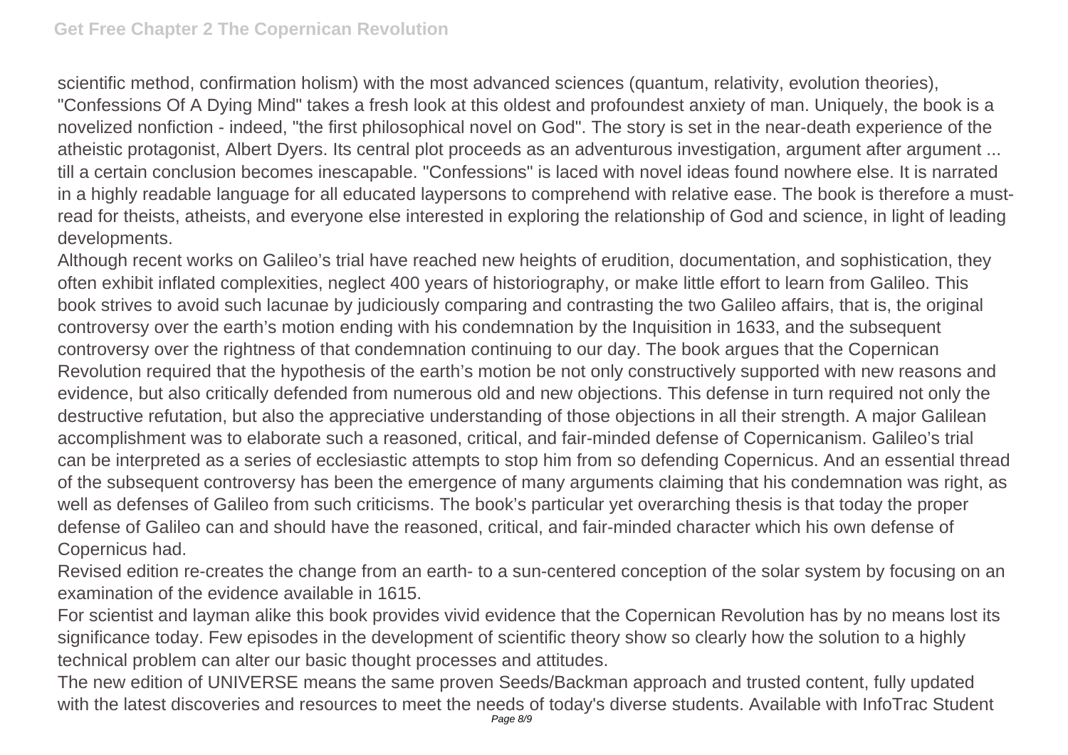scientific method, confirmation holism) with the most advanced sciences (quantum, relativity, evolution theories), "Confessions Of A Dying Mind" takes a fresh look at this oldest and profoundest anxiety of man. Uniquely, the book is a novelized nonfiction - indeed, "the first philosophical novel on God". The story is set in the near-death experience of the atheistic protagonist, Albert Dyers. Its central plot proceeds as an adventurous investigation, argument after argument ... till a certain conclusion becomes inescapable. "Confessions" is laced with novel ideas found nowhere else. It is narrated in a highly readable language for all educated laypersons to comprehend with relative ease. The book is therefore a must-read for theists, atheists, and everyone else interested in exploring the relationship of God and science, in light of leading developments.

Although recent works on Galileo's trial have reached new heights of erudition, documentation, and sophistication, they often exhibit inflated complexities, neglect 400 years of historiography, or make little effort to learn from Galileo. This book strives to avoid such lacunae by judiciously comparing and contrasting the two Galileo affairs, that is, the original controversy over the earth's motion ending with his condemnation by the Inquisition in 1633, and the subsequent controversy over the rightness of that condemnation continuing to our day. The book argues that the Copernican Revolution required that the hypothesis of the earth's motion be not only constructively supported with new reasons and evidence, but also critically defended from numerous old and new objections. This defense in turn required not only the destructive refutation, but also the appreciative understanding of those objections in all their strength. A major Galilean accomplishment was to elaborate such a reasoned, critical, and fair-minded defense of Copernicanism. Galileo's trial can be interpreted as a series of ecclesiastic attempts to stop him from so defending Copernicus. And an essential thread of the subsequent controversy has been the emergence of many arguments claiming that his condemnation was right, as well as defenses of Galileo from such criticisms. The book's particular yet overarching thesis is that today the proper defense of Galileo can and should have the reasoned, critical, and fair-minded character which his own defense of Copernicus had.

Revised edition re-creates the change from an earth- to a sun-centered conception of the solar system by focusing on an examination of the evidence available in 1615.

For scientist and layman alike this book provides vivid evidence that the Copernican Revolution has by no means lost its significance today. Few episodes in the development of scientific theory show so clearly how the solution to a highly technical problem can alter our basic thought processes and attitudes.

The new edition of UNIVERSE means the same proven Seeds/Backman approach and trusted content, fully updated with the latest discoveries and resources to meet the needs of today's diverse students. Available with InfoTrac Student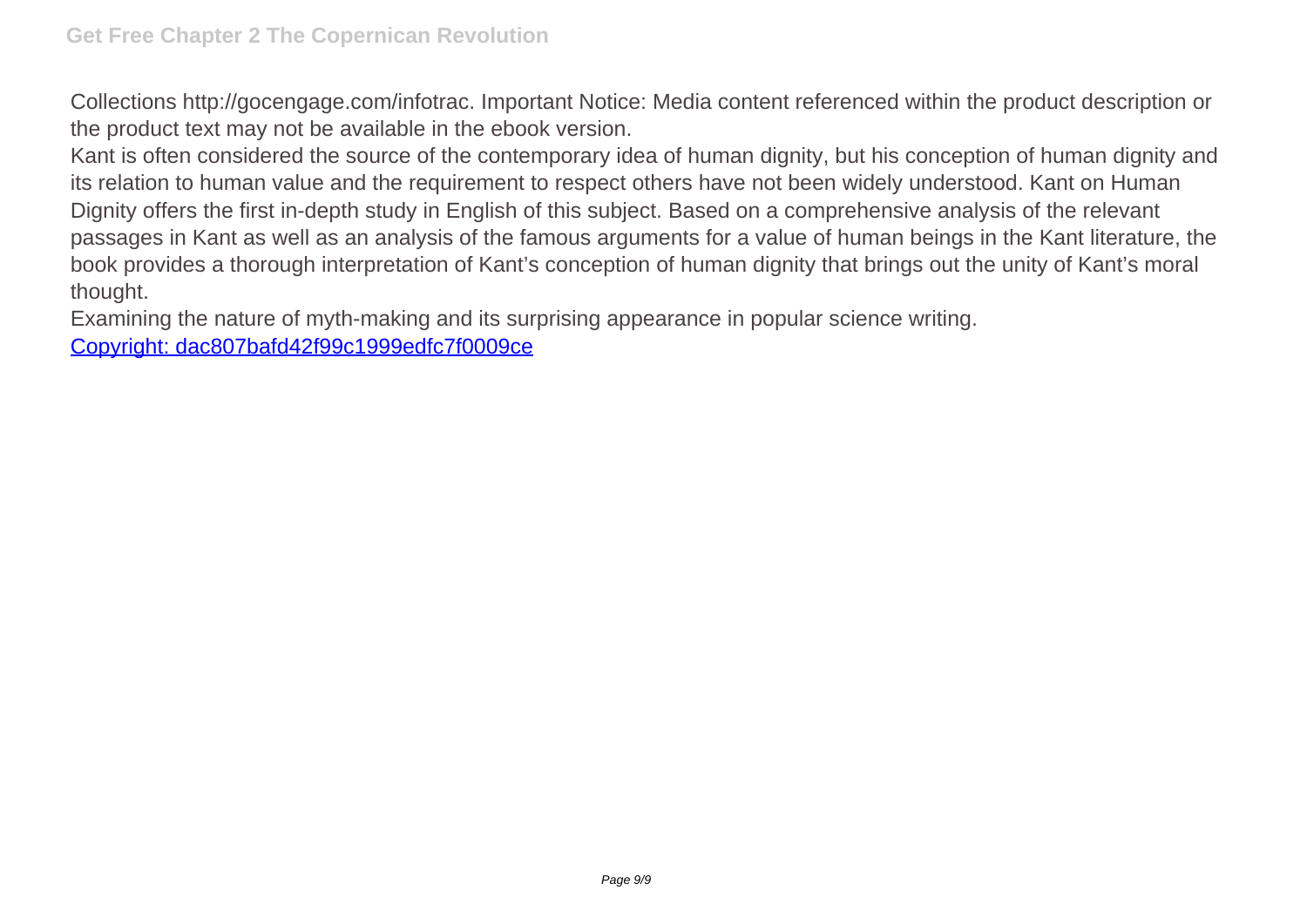Collections http://gocengage.com/infotrac. Important Notice: Media content referenced within the product description or the product text may not be available in the ebook version.

Kant is often considered the source of the contemporary idea of human dignity, but his conception of human dignity and its relation to human value and the requirement to respect others have not been widely understood. Kant on Human Dignity offers the first in-depth study in English of this subject. Based on a comprehensive analysis of the relevant passages in Kant as well as an analysis of the famous arguments for a value of human beings in the Kant literature, the book provides a thorough interpretation of Kant's conception of human dignity that brings out the unity of Kant's moral thought.

Examining the nature of myth-making and its surprising appearance in popular science writing.

Copyright: dac807bafd42f99c1999edfc7f0009ce